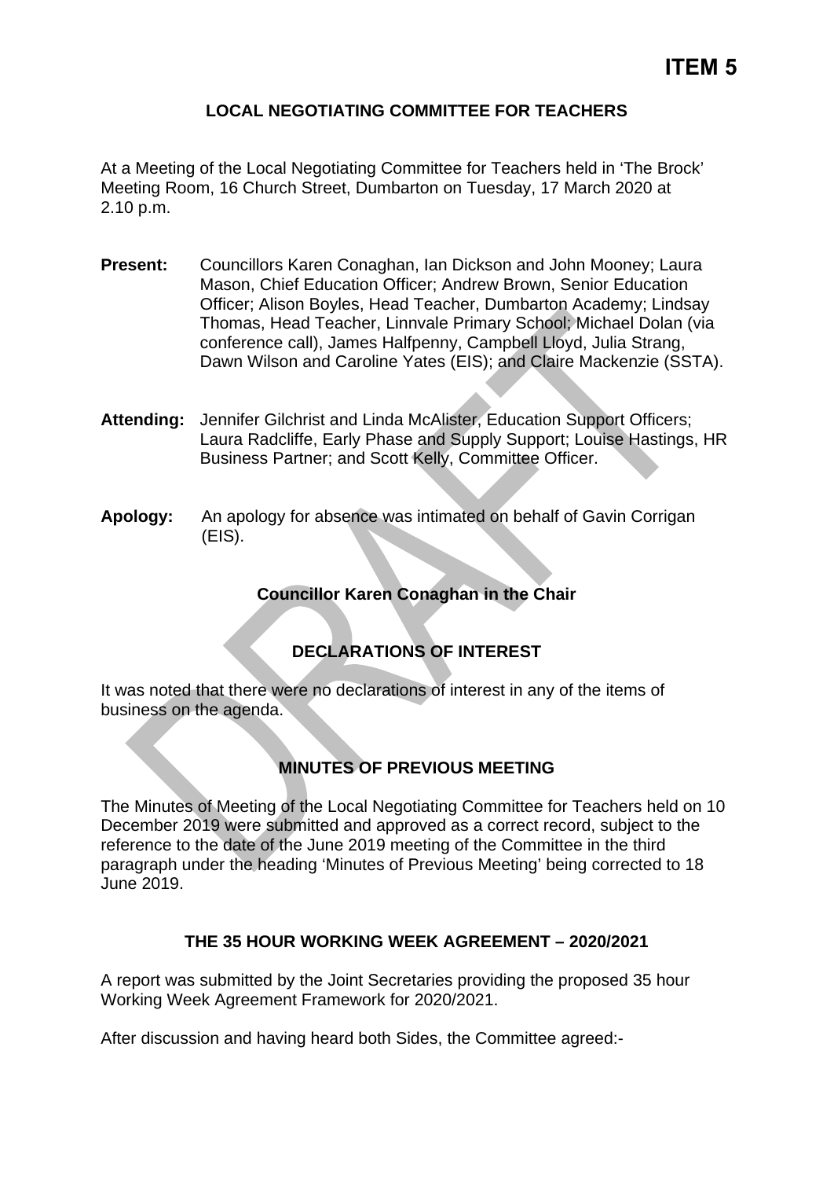**ITEM 5**

# LOCAL NEGOTIATING COMMITTEE FOR TEACHERS

At a Meeting of the Local Negotiating Committee for Teachers held in 'The Brock' Meeting Room, 16 Church Street, Dumbarton on Tuesday, 17 March 2020 at 2.10 p.m.

**Present:** Councillors Karen Conaghan, Ian Dickson and John Mooney; Laura Mason, Chief Education Officer; Andrew Brown, Senior Education Officer; Alison Boyles, Head Teacher, Dumbarton Academy; Lindsay Thomas, Head Teacher, Linnvale Primary School; Michael Dolan (via conference call), James Halfpenny, Campbell Lloyd, Julia Strang, Dawn Wilson and Caroline Yates (EIS); and Claire Mackenzie (SSTA).

**Attending:** Jennifer Gilchrist and Linda McAlister, Education Support Officers; Laura Radcliffe, Early Phase and Supply Support; Louise Hastings, HR Business Partner; and Scott Kelly, Committee Officer.

**Apology:** An apology for absence was intimated on behalf of Gavin Corrigan (EIS).

**Councillor Karen Conaghan in the Chair**

## DECLARATIONS OF INTEREST

It was noted that there were no declarations of interest in any of the items of business on the agenda.

## MINUTES OF PREVIOUS MEETING

The Minutes of Meeting of the Local Negotiating Committee for Teachers held on 10 December 2019 were submitted and approved as a correct record, subject to the reference to the date of the June 2019 meeting of the Committee in the third paragraph under the heading 'Minutes of Previous Meeting' being corrected to 18 June 2019.

## THE 35 HOUR WORKING WEEK AGREEMENT – 2020/2021

A report was submitted by the Joint Secretaries providing the proposed 35 hour Working Week Agreement Framework for 2020/2021.

After discussion and having heard both Sides, the Committee agreed:-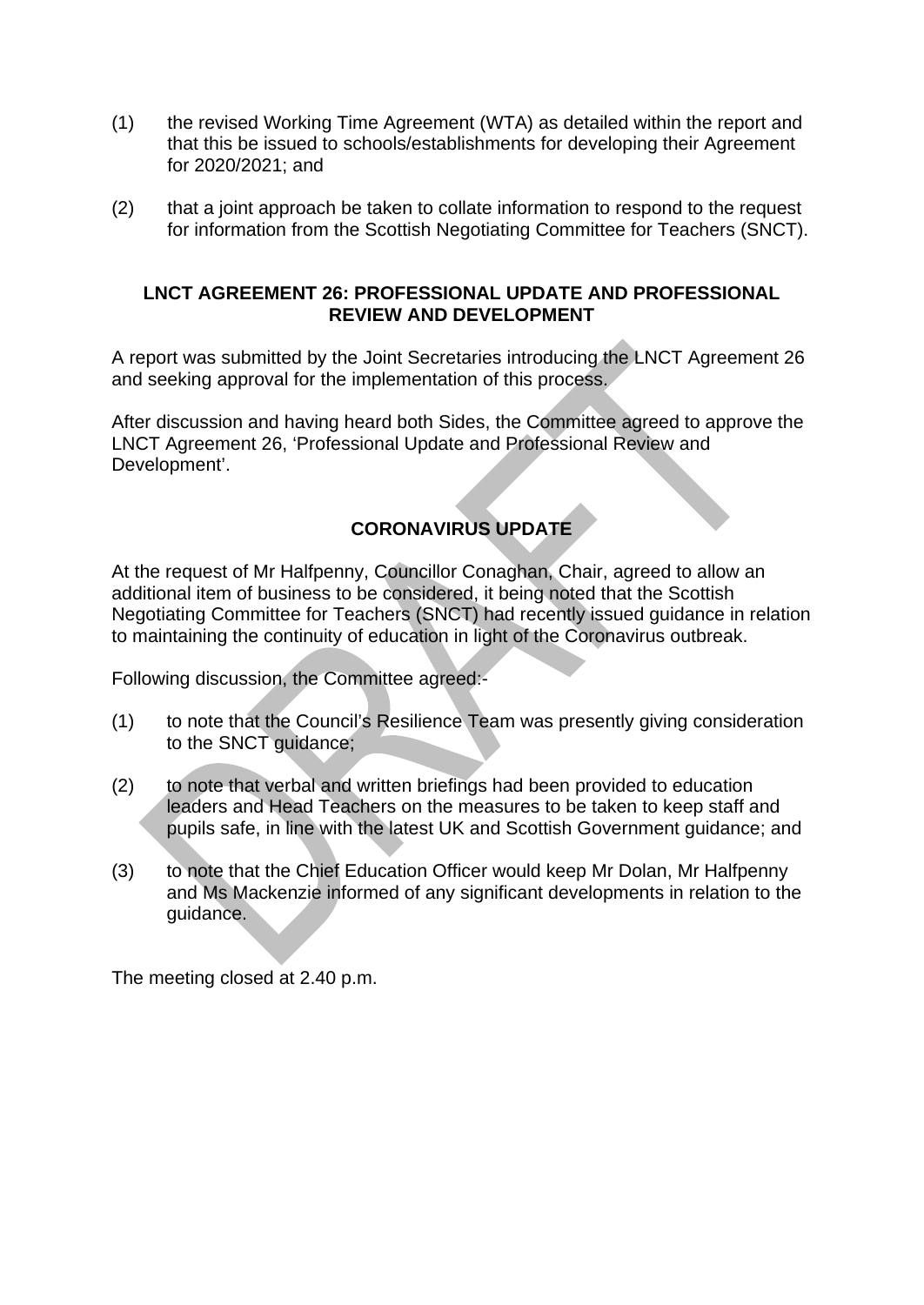(1) the revised Working Time Agreement (WTA) as detailed within the report and that this be issued to schools/establishments for developing their Agreement for 2020/2021; and

(2) that a joint approach be taken to collate information to respond to the request for information from the Scottish Negotiating Committee for Teachers (SNCT).

## LNCT AGREEMENT 26: PROFESSIONAL UPDATE AND PROFESSIONAL REVIEW AND DEVELOPMENT

A report was submitted by the Joint Secretaries introducing the LNCT Agreement 26 and seeking approval for the implementation of this process.

After discussion and having heard both Sides, the Committee agreed to approve the LNCT Agreement 26, 'Professional Update and Professional Review and Development'.

## CORONAVIRUS UPDATE

At the request of Mr Halfpenny, Councillor Conaghan, Chair, agreed to allow an additional item of business to be considered, it being noted that the Scottish Negotiating Committee for Teachers (SNCT) had recently issued guidance in relation to maintaining the continuity of education in light of the Coronavirus outbreak.

Following discussion, the Committee agreed:-

(1) to note that the Council's Resilience Team was presently giving consideration to the SNCT guidance;

(2) to note that verbal and written briefings had been provided to education leaders and Head Teachers on the measures to be taken to keep staff and pupils safe, in line with the latest UK and Scottish Government guidance; and

(3) to note that the Chief Education Officer would keep Mr Dolan, Mr Halfpenny and Ms Mackenzie informed of any significant developments in relation to the guidance.

The meeting closed at 2.40 p.m.